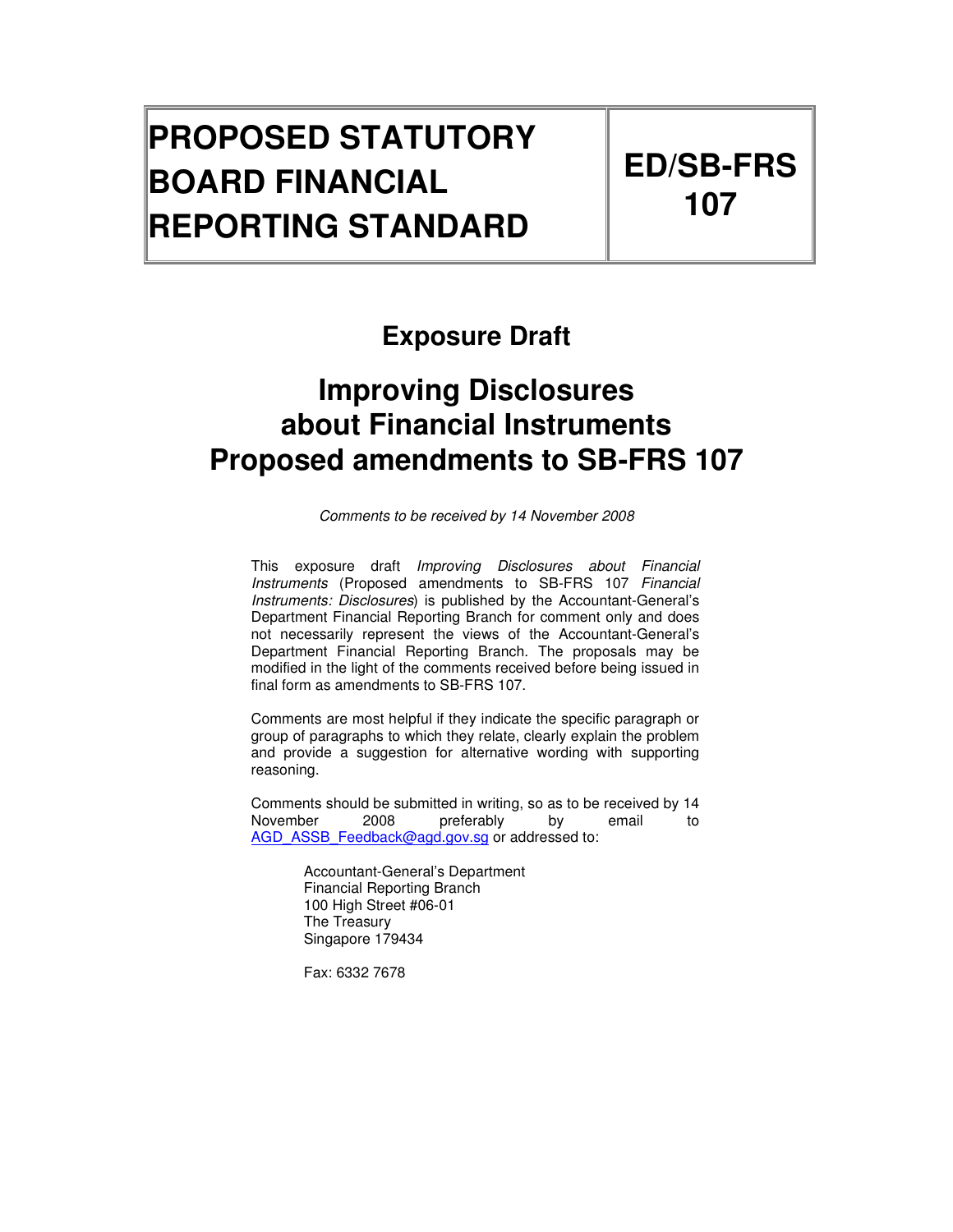| PROPOSED STATUTORY BOARD FINANCIAL REPORTING STANDARD | ED/SB-FRS 107 |
| --- | --- |

# Exposure Draft

# Improving Disclosures about Financial Instruments Proposed amendments to SB-FRS 107

*Comments to be received by 14 November 2008*

This exposure draft *Improving Disclosures about Financial Instruments* (Proposed amendments to SB-FRS 107 *Financial Instruments: Disclosures*) is published by the Accountant-General's Department Financial Reporting Branch for comment only and does not necessarily represent the views of the Accountant-General's Department Financial Reporting Branch. The proposals may be modified in the light of the comments received before being issued in final form as amendments to SB-FRS 107.

Comments are most helpful if they indicate the specific paragraph or group of paragraphs to which they relate, clearly explain the problem and provide a suggestion for alternative wording with supporting reasoning.

Comments should be submitted in writing, so as to be received by 14 November 2008 preferably by email to AGD_ASSB_Feedback@agd.gov.sg or addressed to:

Accountant-General's Department
Financial Reporting Branch
100 High Street #06-01
The Treasury
Singapore 179434

Fax: 6332 7678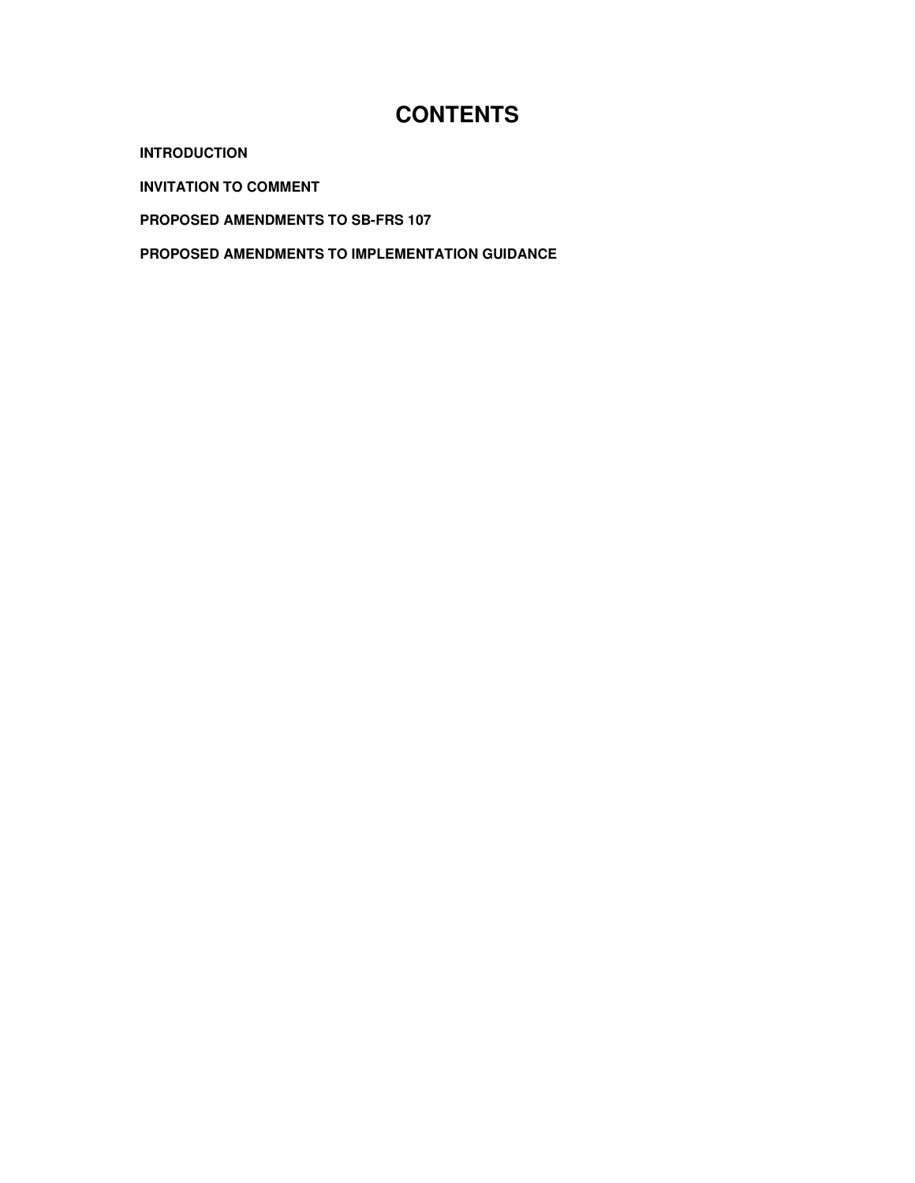# CONTENTS

**INTRODUCTION**

**INVITATION TO COMMENT**

**PROPOSED AMENDMENTS TO SB-FRS 107**

**PROPOSED AMENDMENTS TO IMPLEMENTATION GUIDANCE**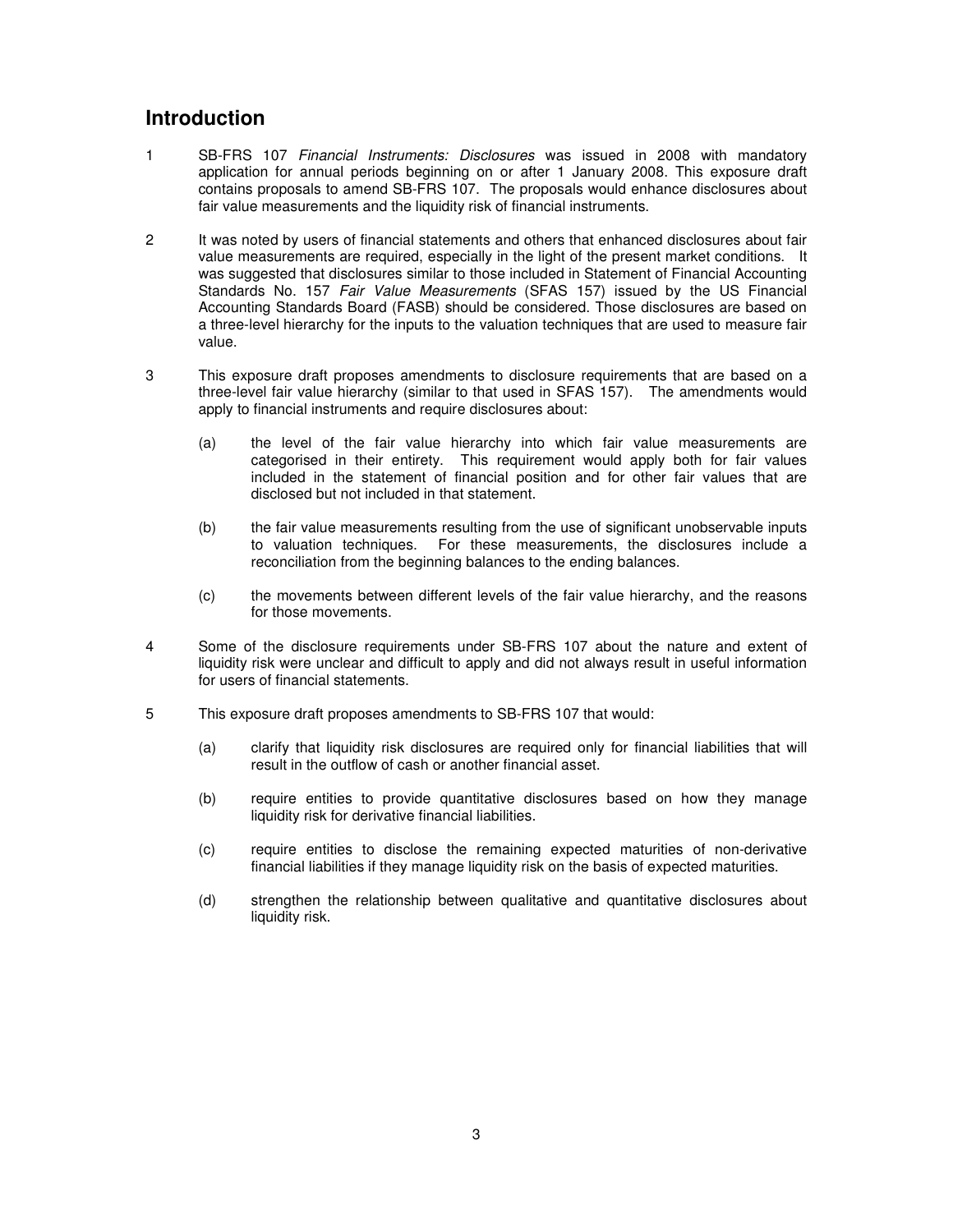## Introduction

1 SB-FRS 107 *Financial Instruments: Disclosures* was issued in 2008 with mandatory application for annual periods beginning on or after 1 January 2008. This exposure draft contains proposals to amend SB-FRS 107. The proposals would enhance disclosures about fair value measurements and the liquidity risk of financial instruments.

2 It was noted by users of financial statements and others that enhanced disclosures about fair value measurements are required, especially in the light of the present market conditions. It was suggested that disclosures similar to those included in Statement of Financial Accounting Standards No. 157 *Fair Value Measurements* (SFAS 157) issued by the US Financial Accounting Standards Board (FASB) should be considered. Those disclosures are based on a three-level hierarchy for the inputs to the valuation techniques that are used to measure fair value.

3 This exposure draft proposes amendments to disclosure requirements that are based on a three-level fair value hierarchy (similar to that used in SFAS 157). The amendments would apply to financial instruments and require disclosures about:

   (a) the level of the fair value hierarchy into which fair value measurements are categorised in their entirety. This requirement would apply both for fair values included in the statement of financial position and for other fair values that are disclosed but not included in that statement.

   (b) the fair value measurements resulting from the use of significant unobservable inputs to valuation techniques. For these measurements, the disclosures include a reconciliation from the beginning balances to the ending balances.

   (c) the movements between different levels of the fair value hierarchy, and the reasons for those movements.

4 Some of the disclosure requirements under SB-FRS 107 about the nature and extent of liquidity risk were unclear and difficult to apply and did not always result in useful information for users of financial statements.

5 This exposure draft proposes amendments to SB-FRS 107 that would:

   (a) clarify that liquidity risk disclosures are required only for financial liabilities that will result in the outflow of cash or another financial asset.

   (b) require entities to provide quantitative disclosures based on how they manage liquidity risk for derivative financial liabilities.

   (c) require entities to disclose the remaining expected maturities of non-derivative financial liabilities if they manage liquidity risk on the basis of expected maturities.

   (d) strengthen the relationship between qualitative and quantitative disclosures about liquidity risk.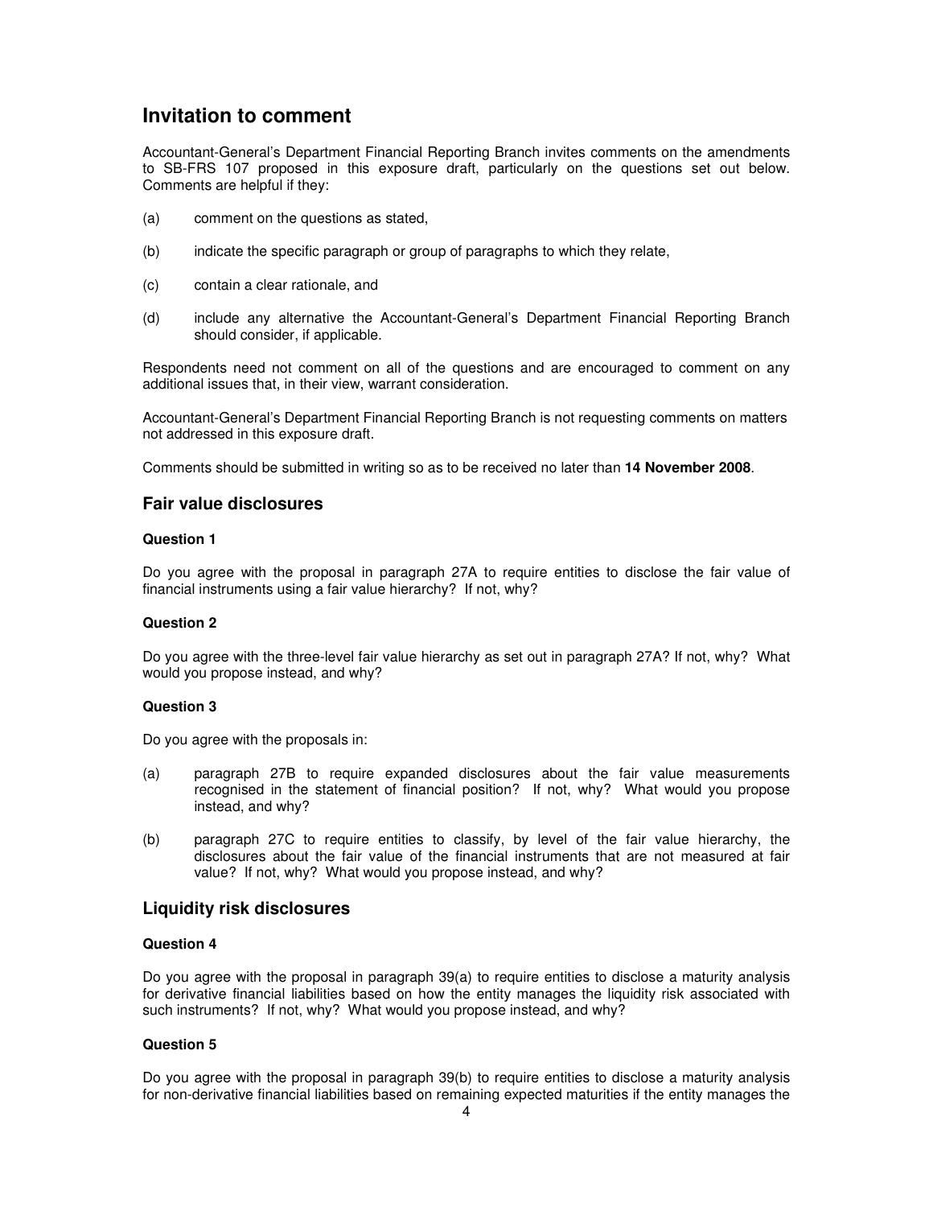## Invitation to comment

Accountant-General's Department Financial Reporting Branch invites comments on the amendments to SB-FRS 107 proposed in this exposure draft, particularly on the questions set out below. Comments are helpful if they:

(a) comment on the questions as stated,

(b) indicate the specific paragraph or group of paragraphs to which they relate,

(c) contain a clear rationale, and

(d) include any alternative the Accountant-General's Department Financial Reporting Branch should consider, if applicable.

Respondents need not comment on all of the questions and are encouraged to comment on any additional issues that, in their view, warrant consideration.

Accountant-General's Department Financial Reporting Branch is not requesting comments on matters not addressed in this exposure draft.

Comments should be submitted in writing so as to be received no later than **14 November 2008**.

### Fair value disclosures

**Question 1**

Do you agree with the proposal in paragraph 27A to require entities to disclose the fair value of financial instruments using a fair value hierarchy? If not, why?

**Question 2**

Do you agree with the three-level fair value hierarchy as set out in paragraph 27A? If not, why? What would you propose instead, and why?

**Question 3**

Do you agree with the proposals in:

(a) paragraph 27B to require expanded disclosures about the fair value measurements recognised in the statement of financial position? If not, why? What would you propose instead, and why?

(b) paragraph 27C to require entities to classify, by level of the fair value hierarchy, the disclosures about the fair value of the financial instruments that are not measured at fair value? If not, why? What would you propose instead, and why?

### Liquidity risk disclosures

**Question 4**

Do you agree with the proposal in paragraph 39(a) to require entities to disclose a maturity analysis for derivative financial liabilities based on how the entity manages the liquidity risk associated with such instruments? If not, why? What would you propose instead, and why?

**Question 5**

Do you agree with the proposal in paragraph 39(b) to require entities to disclose a maturity analysis for non-derivative financial liabilities based on remaining expected maturities if the entity manages the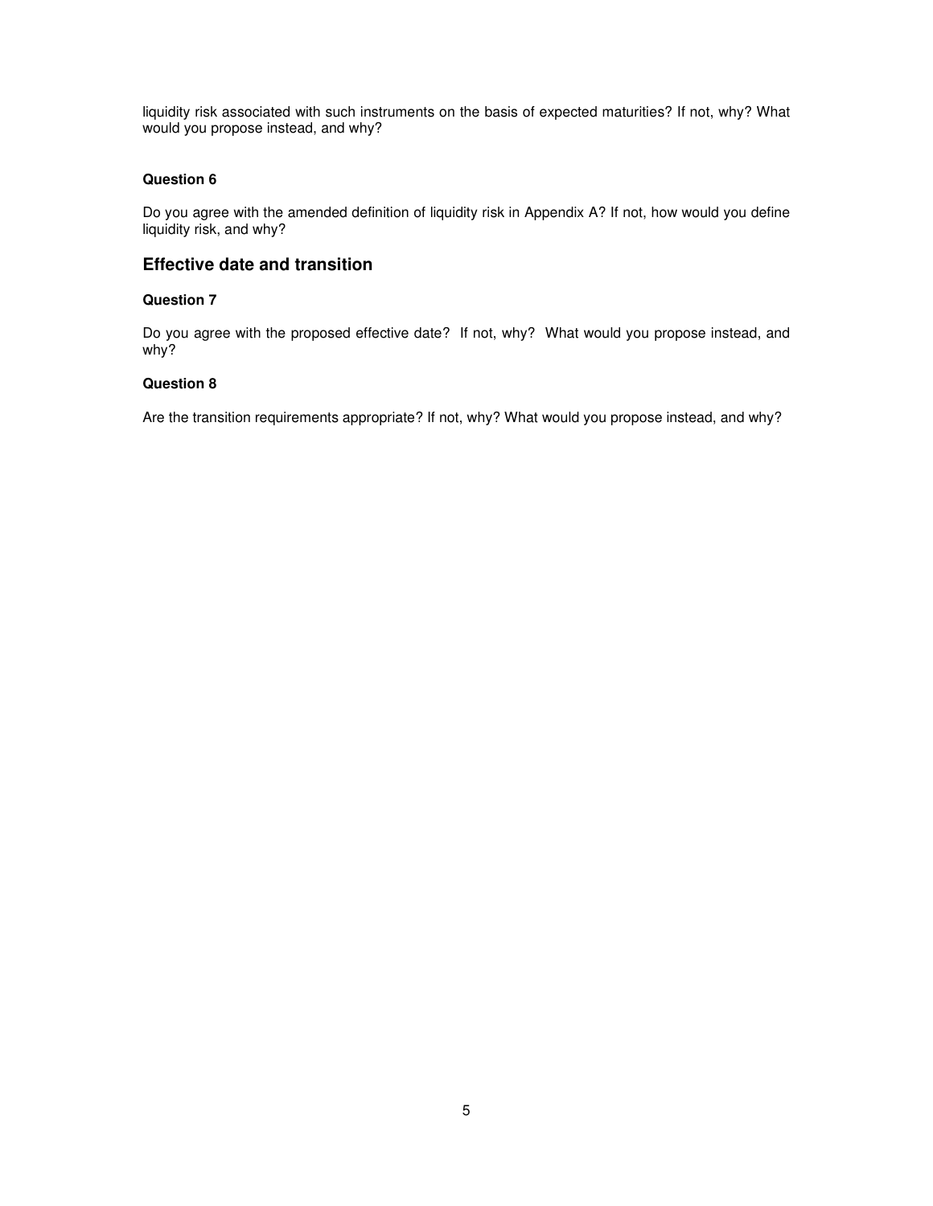liquidity risk associated with such instruments on the basis of expected maturities? If not, why? What would you propose instead, and why?

#### Question 6

Do you agree with the amended definition of liquidity risk in Appendix A? If not, how would you define liquidity risk, and why?

### Effective date and transition

#### Question 7

Do you agree with the proposed effective date? If not, why? What would you propose instead, and why?

#### Question 8

Are the transition requirements appropriate? If not, why? What would you propose instead, and why?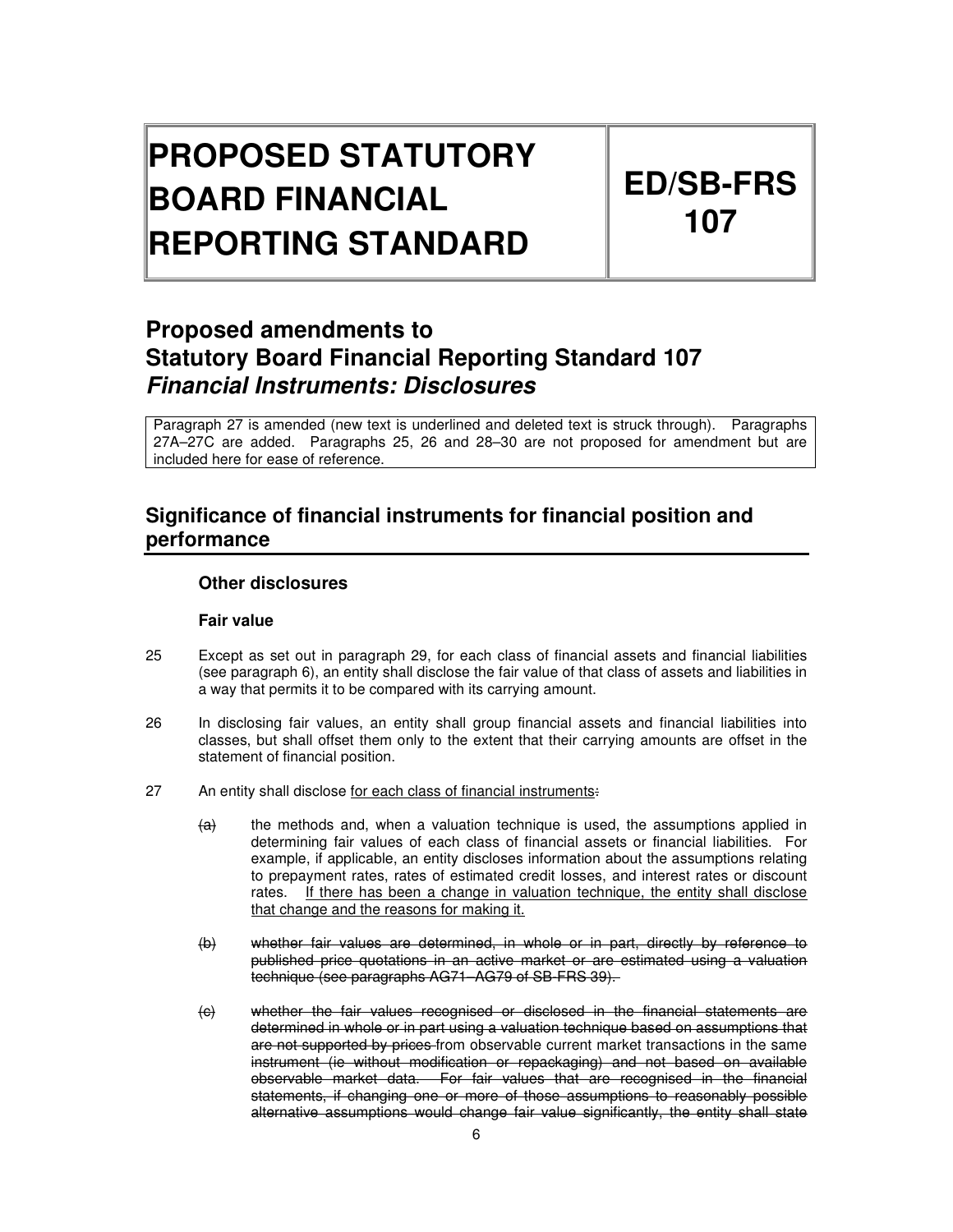# PROPOSED STATUTORY BOARD FINANCIAL REPORTING STANDARD

# ED/SB-FRS 107

## Proposed amendments to Statutory Board Financial Reporting Standard 107 *Financial Instruments: Disclosures*

Paragraph 27 is amended (new text is underlined and deleted text is struck through). Paragraphs 27A–27C are added. Paragraphs 25, 26 and 28–30 are not proposed for amendment but are included here for ease of reference.

## Significance of financial instruments for financial position and performance

### Other disclosures

#### Fair value

25 Except as set out in paragraph 29, for each class of financial assets and financial liabilities (see paragraph 6), an entity shall disclose the fair value of that class of assets and liabilities in a way that permits it to be compared with its carrying amount.

26 In disclosing fair values, an entity shall group financial assets and financial liabilities into classes, but shall offset them only to the extent that their carrying amounts are offset in the statement of financial position.

27 An entity shall disclose <u>for each class of financial instruments</u>~~:~~

~~(a)~~ the methods and, when a valuation technique is used, the assumptions applied in determining fair values of each class of financial assets or financial liabilities. For example, if applicable, an entity discloses information about the assumptions relating to prepayment rates, rates of estimated credit losses, and interest rates or discount rates. <u>If there has been a change in valuation technique, the entity shall disclose that change and the reasons for making it.</u>

~~(b) whether fair values are determined, in whole or in part, directly by reference to published price quotations in an active market or are estimated using a valuation technique (see paragraphs AG71–AG79 of SB-FRS 39).~~

~~(c) whether the fair values recognised or disclosed in the financial statements are determined in whole or in part using a valuation technique based on assumptions that are not supported by prices from observable current market transactions in the same instrument (ie without modification or repackaging) and not based on available observable market data. For fair values that are recognised in the financial statements, if changing one or more of those assumptions to reasonably possible alternative assumptions would change fair value significantly, the entity shall state~~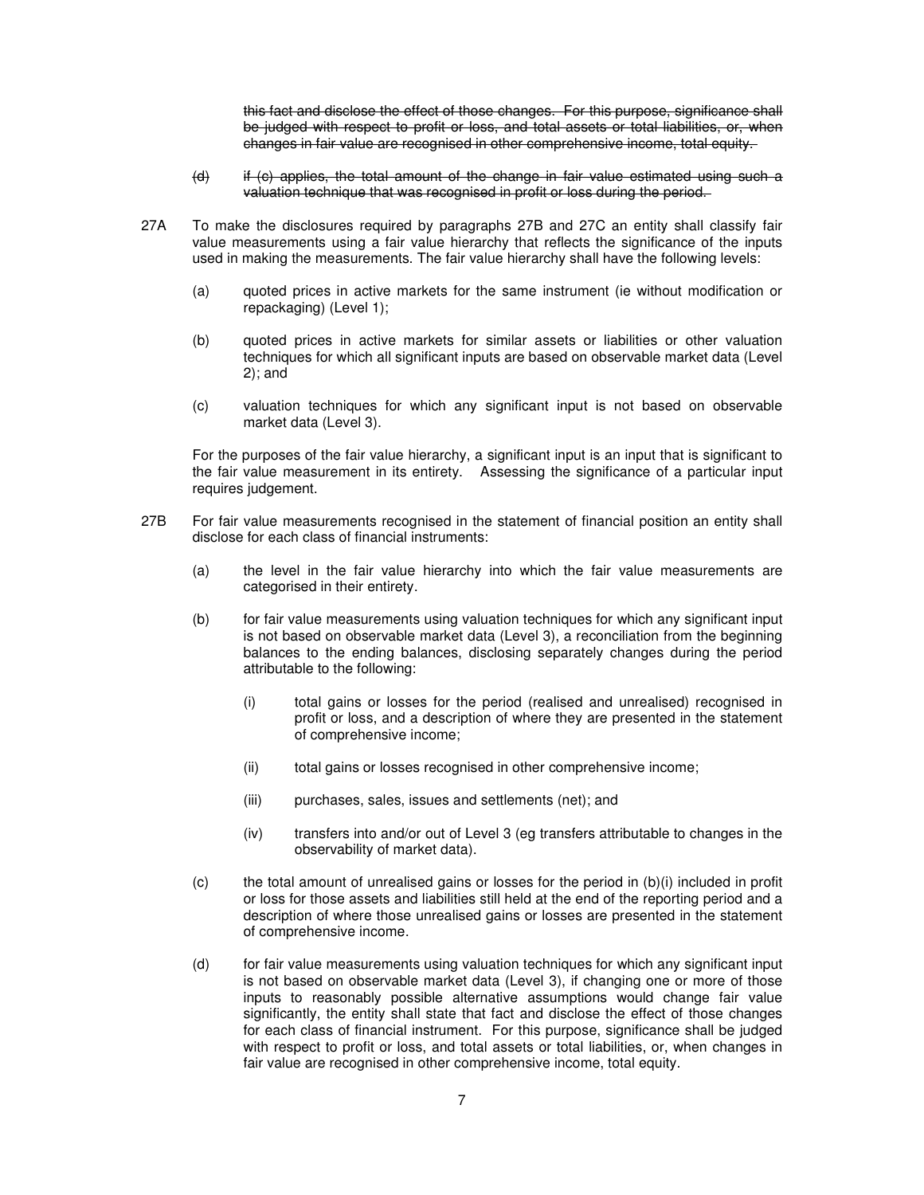~~this fact and disclose the effect of those changes. For this purpose, significance shall be judged with respect to profit or loss, and total assets or total liabilities, or, when changes in fair value are recognised in other comprehensive income, total equity.~~

~~(d) if (c) applies, the total amount of the change in fair value estimated using such a valuation technique that was recognised in profit or loss during the period.~~

27A To make the disclosures required by paragraphs 27B and 27C an entity shall classify fair value measurements using a fair value hierarchy that reflects the significance of the inputs used in making the measurements. The fair value hierarchy shall have the following levels:

(a) quoted prices in active markets for the same instrument (ie without modification or repackaging) (Level 1);

(b) quoted prices in active markets for similar assets or liabilities or other valuation techniques for which all significant inputs are based on observable market data (Level 2); and

(c) valuation techniques for which any significant input is not based on observable market data (Level 3).

For the purposes of the fair value hierarchy, a significant input is an input that is significant to the fair value measurement in its entirety. Assessing the significance of a particular input requires judgement.

27B For fair value measurements recognised in the statement of financial position an entity shall disclose for each class of financial instruments:

(a) the level in the fair value hierarchy into which the fair value measurements are categorised in their entirety.

(b) for fair value measurements using valuation techniques for which any significant input is not based on observable market data (Level 3), a reconciliation from the beginning balances to the ending balances, disclosing separately changes during the period attributable to the following:

(i) total gains or losses for the period (realised and unrealised) recognised in profit or loss, and a description of where they are presented in the statement of comprehensive income;

(ii) total gains or losses recognised in other comprehensive income;

(iii) purchases, sales, issues and settlements (net); and

(iv) transfers into and/or out of Level 3 (eg transfers attributable to changes in the observability of market data).

(c) the total amount of unrealised gains or losses for the period in (b)(i) included in profit or loss for those assets and liabilities still held at the end of the reporting period and a description of where those unrealised gains or losses are presented in the statement of comprehensive income.

(d) for fair value measurements using valuation techniques for which any significant input is not based on observable market data (Level 3), if changing one or more of those inputs to reasonably possible alternative assumptions would change fair value significantly, the entity shall state that fact and disclose the effect of those changes for each class of financial instrument. For this purpose, significance shall be judged with respect to profit or loss, and total assets or total liabilities, or, when changes in fair value are recognised in other comprehensive income, total equity.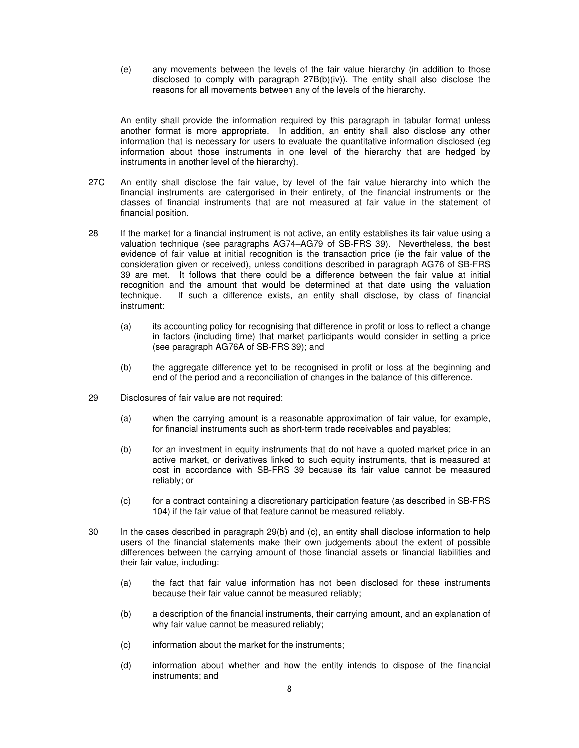(e) any movements between the levels of the fair value hierarchy (in addition to those disclosed to comply with paragraph 27B(b)(iv)). The entity shall also disclose the reasons for all movements between any of the levels of the hierarchy.

An entity shall provide the information required by this paragraph in tabular format unless another format is more appropriate. In addition, an entity shall also disclose any other information that is necessary for users to evaluate the quantitative information disclosed (eg information about those instruments in one level of the hierarchy that are hedged by instruments in another level of the hierarchy).

27C An entity shall disclose the fair value, by level of the fair value hierarchy into which the financial instruments are catergorised in their entirety, of the financial instruments or the classes of financial instruments that are not measured at fair value in the statement of financial position.

28 If the market for a financial instrument is not active, an entity establishes its fair value using a valuation technique (see paragraphs AG74–AG79 of SB-FRS 39). Nevertheless, the best evidence of fair value at initial recognition is the transaction price (ie the fair value of the consideration given or received), unless conditions described in paragraph AG76 of SB-FRS 39 are met. It follows that there could be a difference between the fair value at initial recognition and the amount that would be determined at that date using the valuation technique. If such a difference exists, an entity shall disclose, by class of financial instrument:

(a) its accounting policy for recognising that difference in profit or loss to reflect a change in factors (including time) that market participants would consider in setting a price (see paragraph AG76A of SB-FRS 39); and

(b) the aggregate difference yet to be recognised in profit or loss at the beginning and end of the period and a reconciliation of changes in the balance of this difference.

29 Disclosures of fair value are not required:

(a) when the carrying amount is a reasonable approximation of fair value, for example, for financial instruments such as short-term trade receivables and payables;

(b) for an investment in equity instruments that do not have a quoted market price in an active market, or derivatives linked to such equity instruments, that is measured at cost in accordance with SB-FRS 39 because its fair value cannot be measured reliably; or

(c) for a contract containing a discretionary participation feature (as described in SB-FRS 104) if the fair value of that feature cannot be measured reliably.

30 In the cases described in paragraph 29(b) and (c), an entity shall disclose information to help users of the financial statements make their own judgements about the extent of possible differences between the carrying amount of those financial assets or financial liabilities and their fair value, including:

(a) the fact that fair value information has not been disclosed for these instruments because their fair value cannot be measured reliably;

(b) a description of the financial instruments, their carrying amount, and an explanation of why fair value cannot be measured reliably;

(c) information about the market for the instruments;

(d) information about whether and how the entity intends to dispose of the financial instruments; and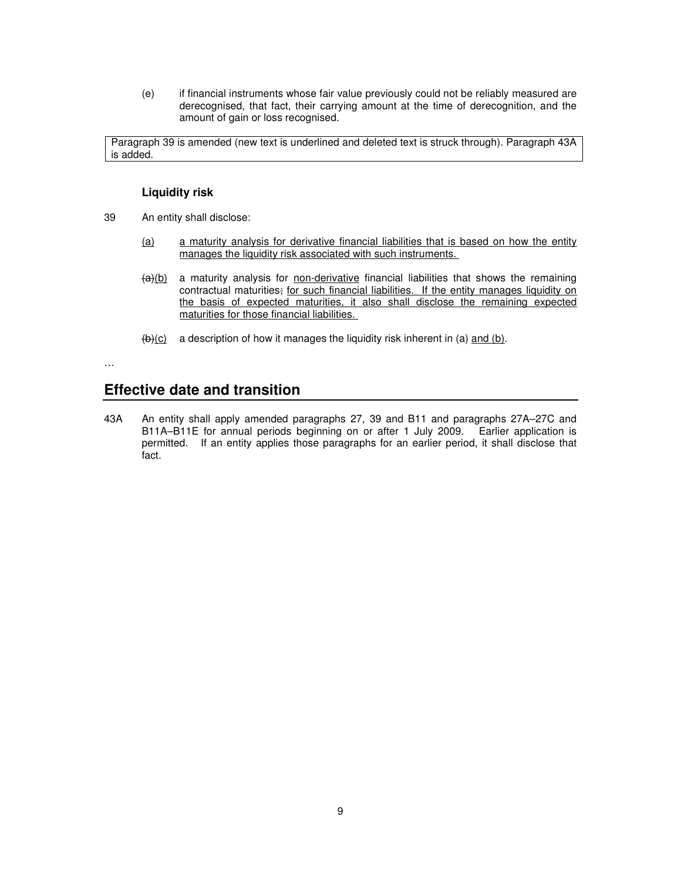(e) if financial instruments whose fair value previously could not be reliably measured are derecognised, that fact, their carrying amount at the time of derecognition, and the amount of gain or loss recognised.

Paragraph 39 is amended (new text is underlined and deleted text is struck through). Paragraph 43A is added.

### Liquidity risk

39 An entity shall disclose:

<u>(a)</u> <u>a maturity analysis for derivative financial liabilities that is based on how the entity manages the liquidity risk associated with such instruments.</u>

~~(a)~~<u>(b)</u> a maturity analysis for <u>non-derivative</u> financial liabilities that shows the remaining contractual maturities~~,~~ <u>for such financial liabilities. If the entity manages liquidity on the basis of expected maturities, it also shall disclose the remaining expected maturities for those financial liabilities.</u>

~~(b)~~<u>(c)</u> a description of how it manages the liquidity risk inherent in (a) <u>and (b)</u>.

…

## Effective date and transition

43A An entity shall apply amended paragraphs 27, 39 and B11 and paragraphs 27A–27C and B11A–B11E for annual periods beginning on or after 1 July 2009. Earlier application is permitted. If an entity applies those paragraphs for an earlier period, it shall disclose that fact.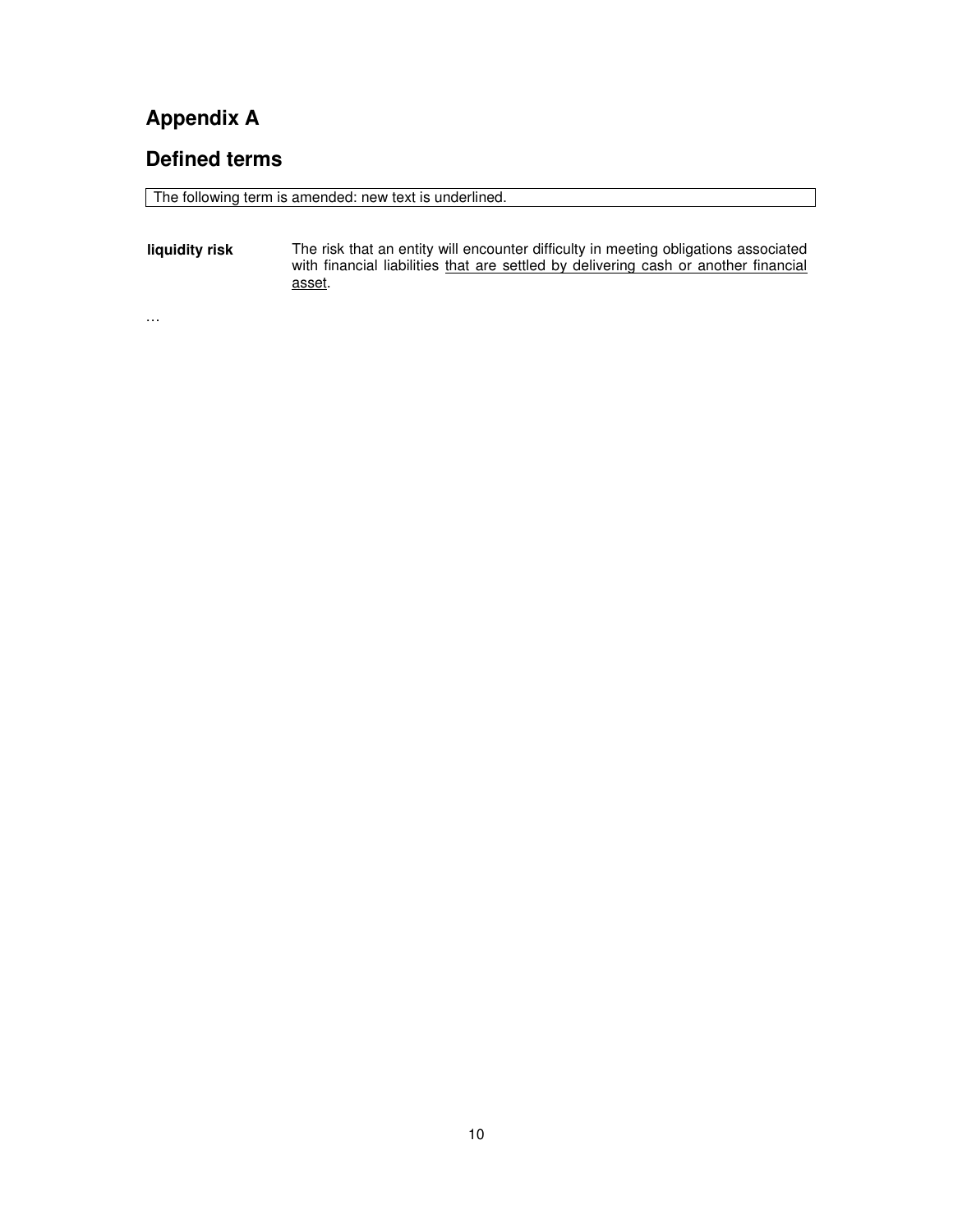# Appendix A

## Defined terms

The following term is amended: new text is underlined.

| | |
|---|---|
| **liquidity risk** | The risk that an entity will encounter difficulty in meeting obligations associated with financial liabilities <u>that are settled by delivering cash or another financial asset</u>. |

…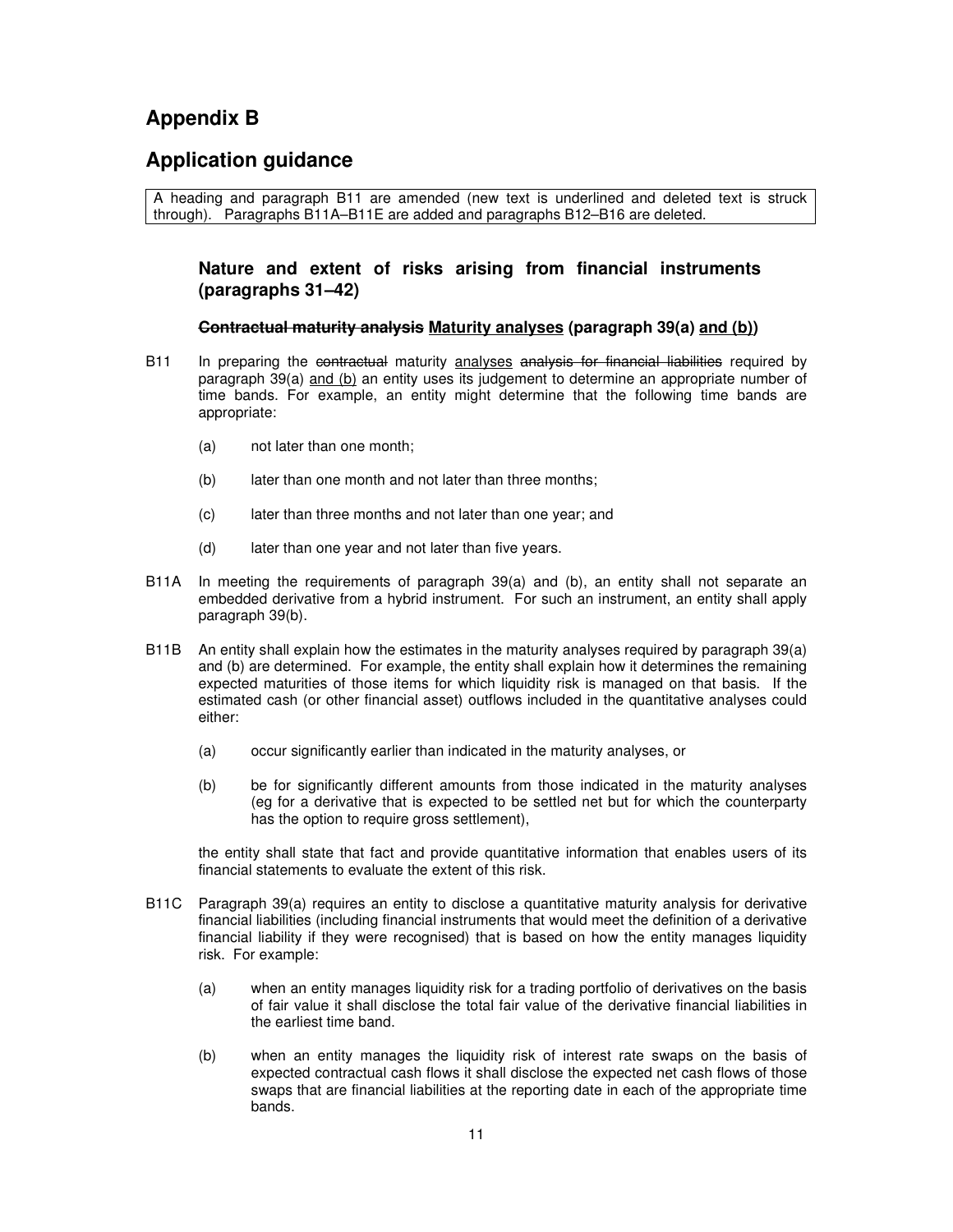# Appendix B

# Application guidance

A heading and paragraph B11 are amended (new text is underlined and deleted text is struck through). Paragraphs B11A–B11E are added and paragraphs B12–B16 are deleted.

### Nature and extent of risks arising from financial instruments (paragraphs 31–42)

#### ~~Contractual maturity analysis~~ <u>Maturity analyses</u> (paragraph 39(a) <u>and (b)</u>)

B11 In preparing the ~~contractual~~ maturity <u>analyses</u> ~~analysis for financial liabilities~~ required by paragraph 39(a) <u>and (b)</u> an entity uses its judgement to determine an appropriate number of time bands. For example, an entity might determine that the following time bands are appropriate:

(a) not later than one month;

(b) later than one month and not later than three months;

(c) later than three months and not later than one year; and

(d) later than one year and not later than five years.

B11A In meeting the requirements of paragraph 39(a) and (b), an entity shall not separate an embedded derivative from a hybrid instrument. For such an instrument, an entity shall apply paragraph 39(b).

B11B An entity shall explain how the estimates in the maturity analyses required by paragraph 39(a) and (b) are determined. For example, the entity shall explain how it determines the remaining expected maturities of those items for which liquidity risk is managed on that basis. If the estimated cash (or other financial asset) outflows included in the quantitative analyses could either:

(a) occur significantly earlier than indicated in the maturity analyses, or

(b) be for significantly different amounts from those indicated in the maturity analyses (eg for a derivative that is expected to be settled net but for which the counterparty has the option to require gross settlement),

the entity shall state that fact and provide quantitative information that enables users of its financial statements to evaluate the extent of this risk.

B11C Paragraph 39(a) requires an entity to disclose a quantitative maturity analysis for derivative financial liabilities (including financial instruments that would meet the definition of a derivative financial liability if they were recognised) that is based on how the entity manages liquidity risk. For example:

(a) when an entity manages liquidity risk for a trading portfolio of derivatives on the basis of fair value it shall disclose the total fair value of the derivative financial liabilities in the earliest time band.

(b) when an entity manages the liquidity risk of interest rate swaps on the basis of expected contractual cash flows it shall disclose the expected net cash flows of those swaps that are financial liabilities at the reporting date in each of the appropriate time bands.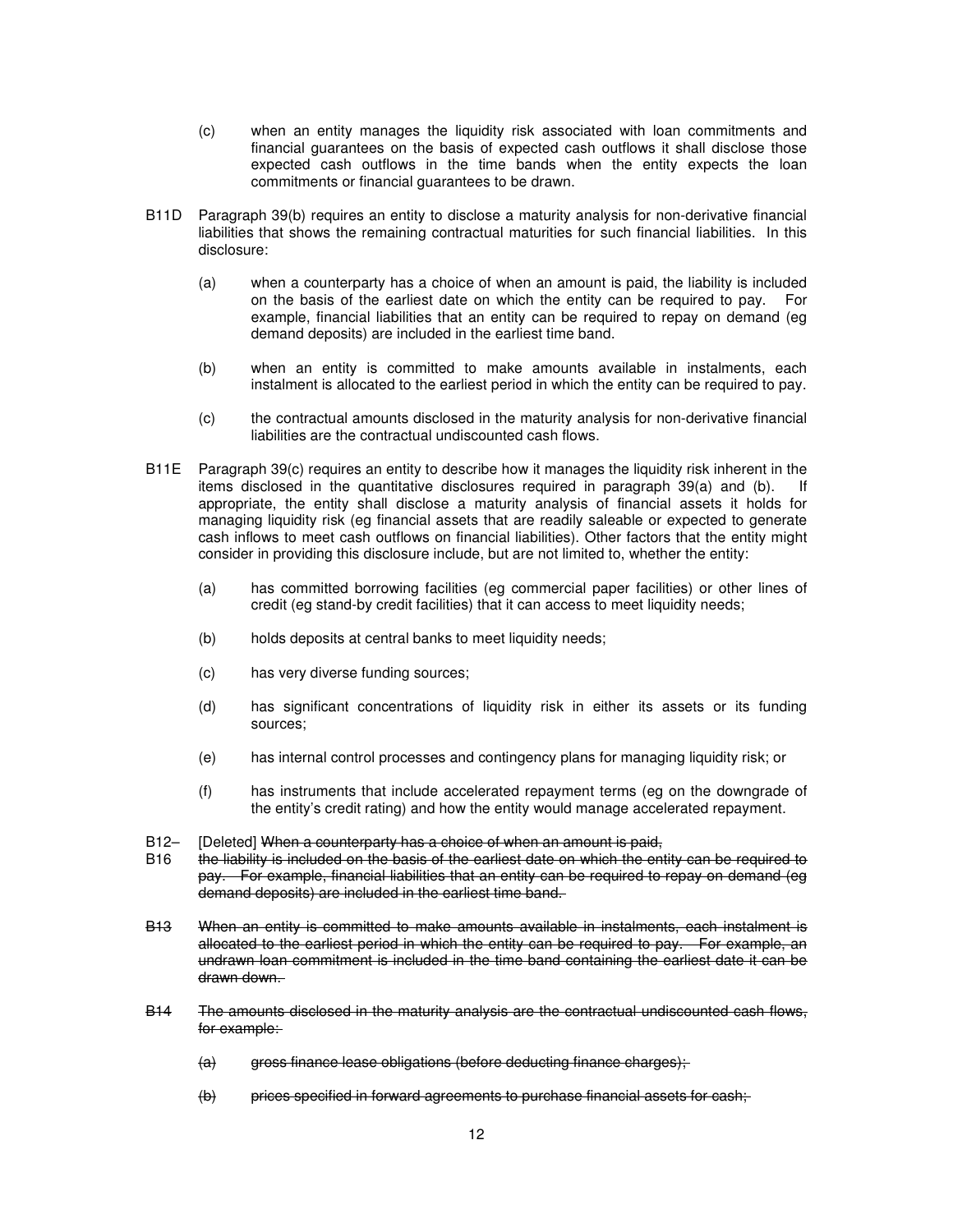(c) when an entity manages the liquidity risk associated with loan commitments and financial guarantees on the basis of expected cash outflows it shall disclose those expected cash outflows in the time bands when the entity expects the loan commitments or financial guarantees to be drawn.

B11D Paragraph 39(b) requires an entity to disclose a maturity analysis for non-derivative financial liabilities that shows the remaining contractual maturities for such financial liabilities. In this disclosure:

(a) when a counterparty has a choice of when an amount is paid, the liability is included on the basis of the earliest date on which the entity can be required to pay. For example, financial liabilities that an entity can be required to repay on demand (eg demand deposits) are included in the earliest time band.

(b) when an entity is committed to make amounts available in instalments, each instalment is allocated to the earliest period in which the entity can be required to pay.

(c) the contractual amounts disclosed in the maturity analysis for non-derivative financial liabilities are the contractual undiscounted cash flows.

B11E Paragraph 39(c) requires an entity to describe how it manages the liquidity risk inherent in the items disclosed in the quantitative disclosures required in paragraph 39(a) and (b). If appropriate, the entity shall disclose a maturity analysis of financial assets it holds for managing liquidity risk (eg financial assets that are readily saleable or expected to generate cash inflows to meet cash outflows on financial liabilities). Other factors that the entity might consider in providing this disclosure include, but are not limited to, whether the entity:

(a) has committed borrowing facilities (eg commercial paper facilities) or other lines of credit (eg stand-by credit facilities) that it can access to meet liquidity needs;

(b) holds deposits at central banks to meet liquidity needs;

(c) has very diverse funding sources;

(d) has significant concentrations of liquidity risk in either its assets or its funding sources;

(e) has internal control processes and contingency plans for managing liquidity risk; or

(f) has instruments that include accelerated repayment terms (eg on the downgrade of the entity's credit rating) and how the entity would manage accelerated repayment.

B12–B16 [Deleted] ~~When a counterparty has a choice of when an amount is paid, the liability is included on the basis of the earliest date on which the entity can be required to pay. For example, financial liabilities that an entity can be required to repay on demand (eg demand deposits) are included in the earliest time band.~~

~~B13 When an entity is committed to make amounts available in instalments, each instalment is allocated to the earliest period in which the entity can be required to pay. For example, an undrawn loan commitment is included in the time band containing the earliest date it can be drawn down.~~

~~B14 The amounts disclosed in the maturity analysis are the contractual undiscounted cash flows, for example:~~

~~(a) gross finance lease obligations (before deducting finance charges);~~

~~(b) prices specified in forward agreements to purchase financial assets for cash;~~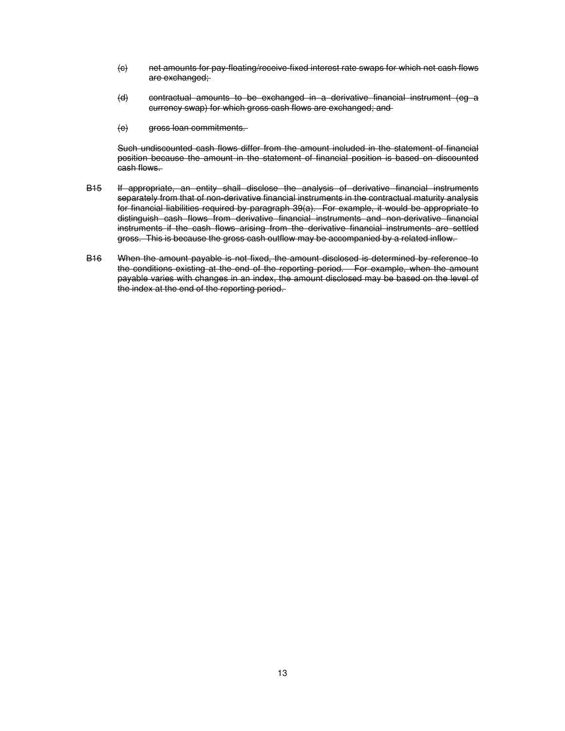(c) ~~net amounts for pay-floating/receive-fixed interest rate swaps for which net cash flows are exchanged;~~

(d) ~~contractual amounts to be exchanged in a derivative financial instrument (eg a currency swap) for which gross cash flows are exchanged; and~~

(e) ~~gross loan commitments.~~

~~Such undiscounted cash flows differ from the amount included in the statement of financial position because the amount in the statement of financial position is based on discounted cash flows.~~

~~B15~~ ~~If appropriate, an entity shall disclose the analysis of derivative financial instruments separately from that of non-derivative financial instruments in the contractual maturity analysis for financial liabilities required by paragraph 39(a). For example, it would be appropriate to distinguish cash flows from derivative financial instruments and non-derivative financial instruments if the cash flows arising from the derivative financial instruments are settled gross. This is because the gross cash outflow may be accompanied by a related inflow.~~

~~B16~~ ~~When the amount payable is not fixed, the amount disclosed is determined by reference to the conditions existing at the end of the reporting period. For example, when the amount payable varies with changes in an index, the amount disclosed may be based on the level of the index at the end of the reporting period.~~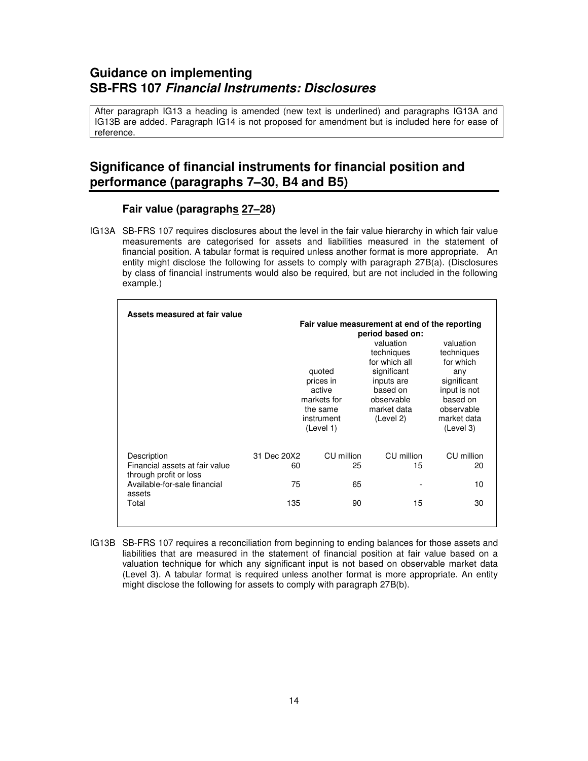## Guidance on implementing SB-FRS 107 *Financial Instruments: Disclosures*

After paragraph IG13 a heading is amended (new text is underlined) and paragraphs IG13A and IG13B are added. Paragraph IG14 is not proposed for amendment but is included here for ease of reference.

## Significance of financial instruments for financial position and performance (paragraphs 7–30, B4 and B5)

### Fair value (paragraph<u>s</u> <u>27–</u>28)

IG13A SB-FRS 107 requires disclosures about the level in the fair value hierarchy in which fair value measurements are categorised for assets and liabilities measured in the statement of financial position. A tabular format is required unless another format is more appropriate. An entity might disclose the following for assets to comply with paragraph 27B(a). (Disclosures by class of financial instruments would also be required, but are not included in the following example.)

| **Assets measured at fair value** | | **Fair value measurement at end of the reporting period based on:** | | |
|---|---|---|---|---|
| | | quoted prices in active markets for the same instrument (Level 1) | valuation techniques for which all significant inputs are based on observable market data (Level 2) | valuation techniques for which any significant input is not based on observable market data (Level 3) |
| Description | 31 Dec 20X2 | CU million | CU million | CU million |
| Financial assets at fair value through profit or loss | 60 | 25 | 15 | 20 |
| Available-for-sale financial assets | 75 | 65 | - | 10 |
| Total | 135 | 90 | 15 | 30 |

IG13B SB-FRS 107 requires a reconciliation from beginning to ending balances for those assets and liabilities that are measured in the statement of financial position at fair value based on a valuation technique for which any significant input is not based on observable market data (Level 3). A tabular format is required unless another format is more appropriate. An entity might disclose the following for assets to comply with paragraph 27B(b).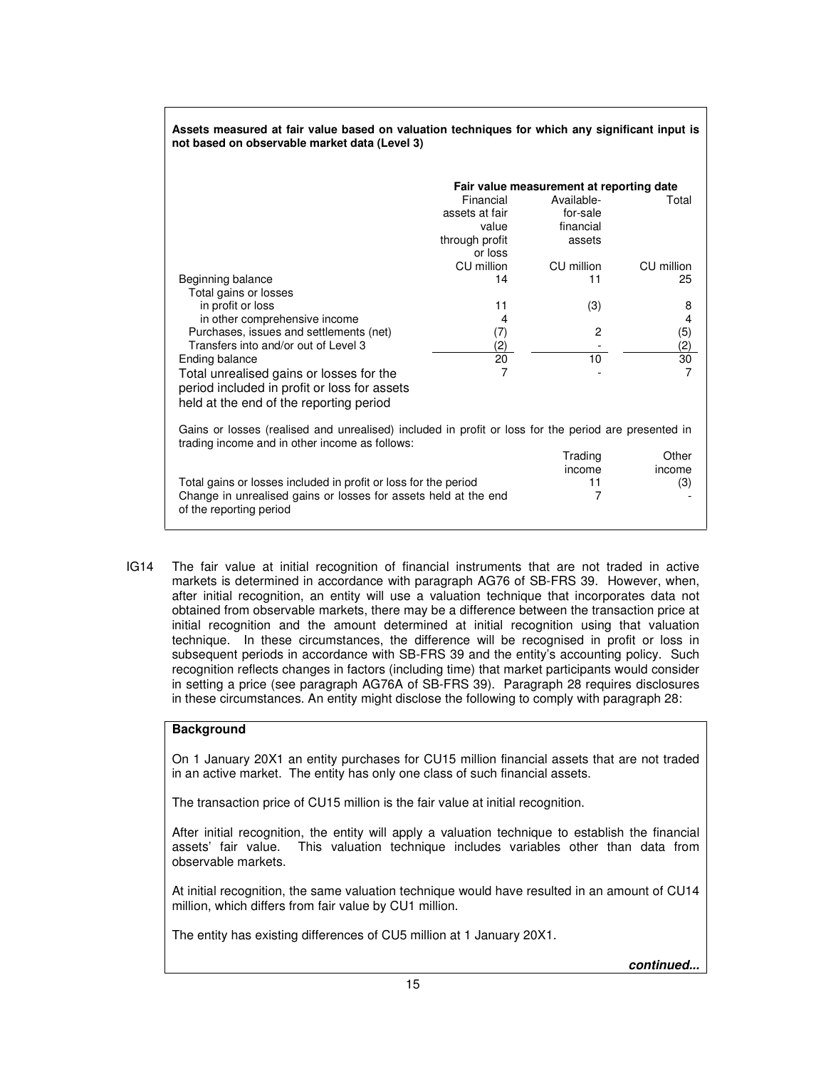**Assets measured at fair value based on valuation techniques for which any significant input is not based on observable market data (Level 3)**

| | Fair value measurement at reporting date | | |
|---|---|---|---|
| | Financial assets at fair value through profit or loss | Available-for-sale financial assets | Total |
| | CU million | CU million | CU million |
| Beginning balance | 14 | 11 | 25 |
| Total gains or losses | | | |
| in profit or loss | 11 | (3) | 8 |
| in other comprehensive income | 4 | | 4 |
| Purchases, issues and settlements (net) | (7) | 2 | (5) |
| Transfers into and/or out of Level 3 | (2) | - | (2) |
| Ending balance | 20 | 10 | 30 |
| Total unrealised gains or losses for the period included in profit or loss for assets held at the end of the reporting period | 7 | - | 7 |

Gains or losses (realised and unrealised) included in profit or loss for the period are presented in trading income and in other income as follows:

| | Trading income | Other income |
|---|---|---|
| Total gains or losses included in profit or loss for the period | 11 | (3) |
| Change in unrealised gains or losses for assets held at the end of the reporting period | 7 | - |

IG14 The fair value at initial recognition of financial instruments that are not traded in active markets is determined in accordance with paragraph AG76 of SB-FRS 39. However, when, after initial recognition, an entity will use a valuation technique that incorporates data not obtained from observable markets, there may be a difference between the transaction price at initial recognition and the amount determined at initial recognition using that valuation technique. In these circumstances, the difference will be recognised in profit or loss in subsequent periods in accordance with SB-FRS 39 and the entity's accounting policy. Such recognition reflects changes in factors (including time) that market participants would consider in setting a price (see paragraph AG76A of SB-FRS 39). Paragraph 28 requires disclosures in these circumstances. An entity might disclose the following to comply with paragraph 28:

**Background**

On 1 January 20X1 an entity purchases for CU15 million financial assets that are not traded in an active market. The entity has only one class of such financial assets.

The transaction price of CU15 million is the fair value at initial recognition.

After initial recognition, the entity will apply a valuation technique to establish the financial assets' fair value. This valuation technique includes variables other than data from observable markets.

At initial recognition, the same valuation technique would have resulted in an amount of CU14 million, which differs from fair value by CU1 million.

The entity has existing differences of CU5 million at 1 January 20X1.

***continued...***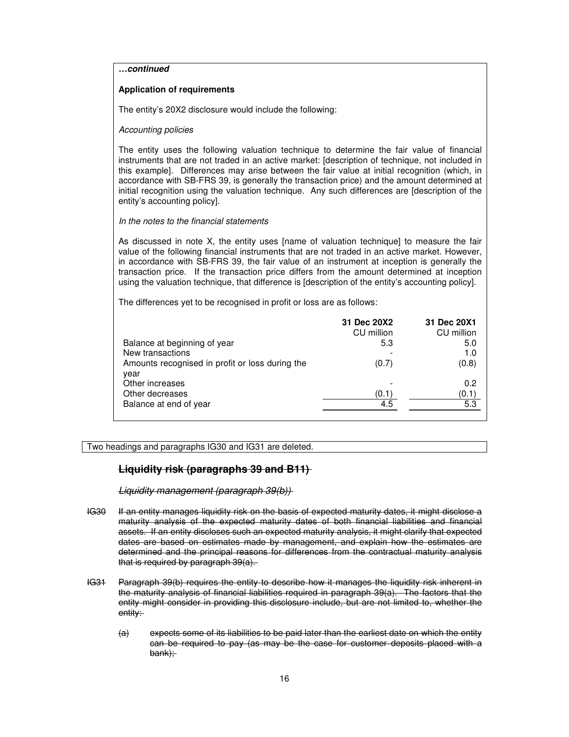***…continued***

**Application of requirements**

The entity's 20X2 disclosure would include the following:

*Accounting policies*

The entity uses the following valuation technique to determine the fair value of financial instruments that are not traded in an active market: [description of technique, not included in this example]. Differences may arise between the fair value at initial recognition (which, in accordance with SB-FRS 39, is generally the transaction price) and the amount determined at initial recognition using the valuation technique. Any such differences are [description of the entity's accounting policy].

*In the notes to the financial statements*

As discussed in note X, the entity uses [name of valuation technique] to measure the fair value of the following financial instruments that are not traded in an active market. However, in accordance with SB-FRS 39, the fair value of an instrument at inception is generally the transaction price. If the transaction price differs from the amount determined at inception using the valuation technique, that difference is [description of the entity's accounting policy].

The differences yet to be recognised in profit or loss are as follows:

| | **31 Dec 20X2** | **31 Dec 20X1** |
|---|---|---|
| | CU million | CU million |
| Balance at beginning of year | 5.3 | 5.0 |
| New transactions | - | 1.0 |
| Amounts recognised in profit or loss during the year | (0.7) | (0.8) |
| Other increases | - | 0.2 |
| Other decreases | (0.1) | (0.1) |
| Balance at end of year | 4.5 | 5.3 |

Two headings and paragraphs IG30 and IG31 are deleted.

## ~~Liquidity risk (paragraphs 39 and B11)~~

~~*Liquidity management (paragraph 39(b))*~~

~~IG30 If an entity manages liquidity risk on the basis of expected maturity dates, it might disclose a maturity analysis of the expected maturity dates of both financial liabilities and financial assets. If an entity discloses such an expected maturity analysis, it might clarify that expected dates are based on estimates made by management, and explain how the estimates are determined and the principal reasons for differences from the contractual maturity analysis that is required by paragraph 39(a).~~

~~IG31 Paragraph 39(b) requires the entity to describe how it manages the liquidity risk inherent in the maturity analysis of financial liabilities required in paragraph 39(a). The factors that the entity might consider in providing this disclosure include, but are not limited to, whether the entity:~~

~~(a) expects some of its liabilities to be paid later than the earliest date on which the entity can be required to pay (as may be the case for customer deposits placed with a bank);~~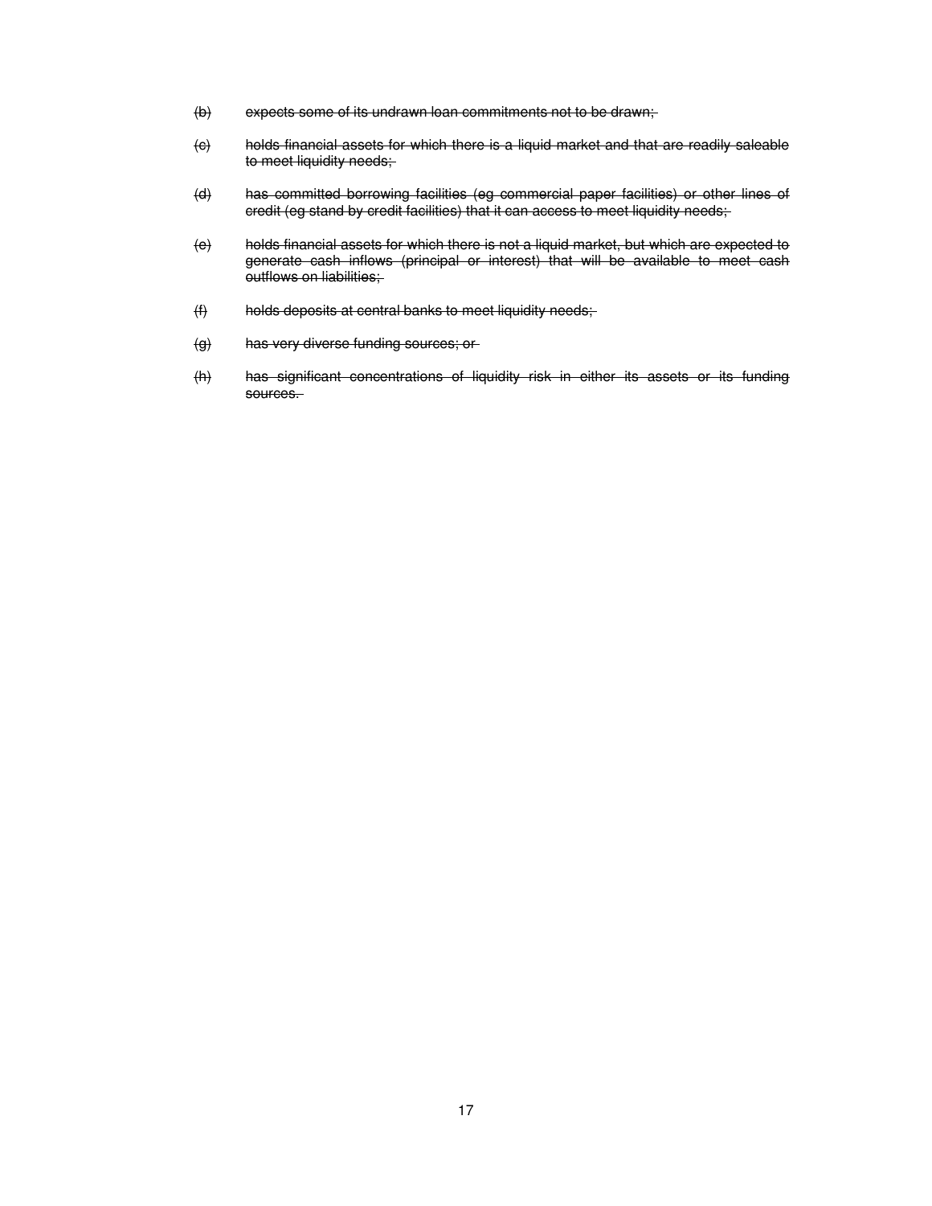~~(b)~~ ~~expects some of its undrawn loan commitments not to be drawn;~~

~~(c)~~ ~~holds financial assets for which there is a liquid market and that are readily saleable to meet liquidity needs;~~

~~(d)~~ ~~has committed borrowing facilities (eg commercial paper facilities) or other lines of credit (eg stand by credit facilities) that it can access to meet liquidity needs;~~

~~(e)~~ ~~holds financial assets for which there is not a liquid market, but which are expected to generate cash inflows (principal or interest) that will be available to meet cash outflows on liabilities;~~

~~(f)~~ ~~holds deposits at central banks to meet liquidity needs;~~

~~(g)~~ ~~has very diverse funding sources; or~~

~~(h)~~ ~~has significant concentrations of liquidity risk in either its assets or its funding sources.~~